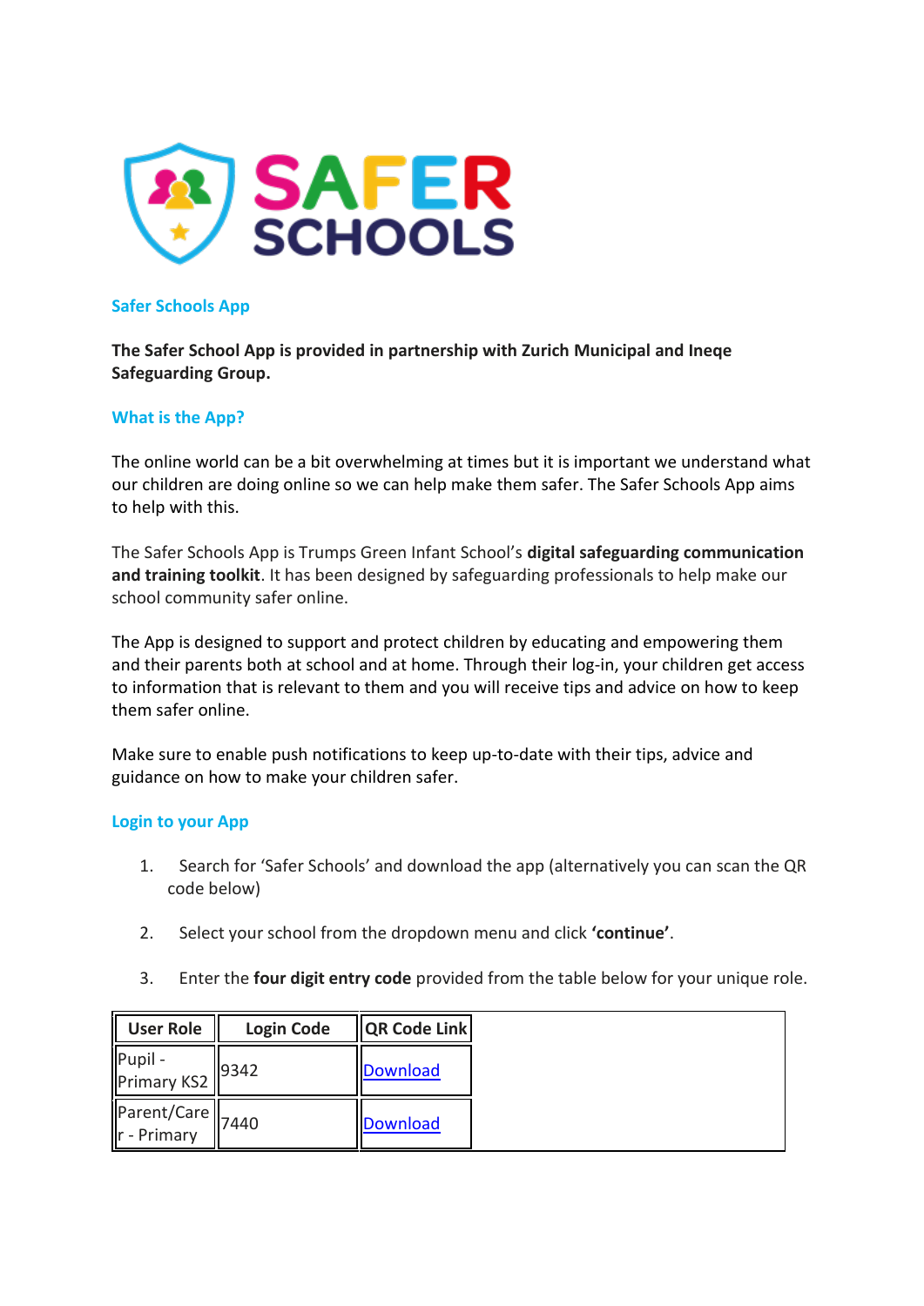SAFER SCHOOLS

## Safer Schools App

**The Safer School App is provided in partnership with Zurich Municipal and Ineqe Safeguarding Group.**

## What is the App?

The online world can be a bit overwhelming at times but it is important we understand what our children are doing online so we can help make them safer. The Safer Schools App aims to help with this.

The Safer Schools App is Trumps Green Infant School's **digital safeguarding communication and training toolkit**. It has been designed by safeguarding professionals to help make our school community safer online.

The App is designed to support and protect children by educating and empowering them and their parents both at school and at home. Through their log-in, your children get access to information that is relevant to them and you will receive tips and advice on how to keep them safer online.

Make sure to enable push notifications to keep up-to-date with their tips, advice and guidance on how to make your children safer.

## Login to your App

1. Search for 'Safer Schools' and download the app (alternatively you can scan the QR code below)
2. Select your school from the dropdown menu and click **'continue'**.
3. Enter the **four digit entry code** provided from the table below for your unique role.

| User Role | Login Code | QR Code Link |
|---|---|---|
| Pupil - Primary KS2 | 9342 | Download |
| Parent/Carer - Primary | 7440 | Download |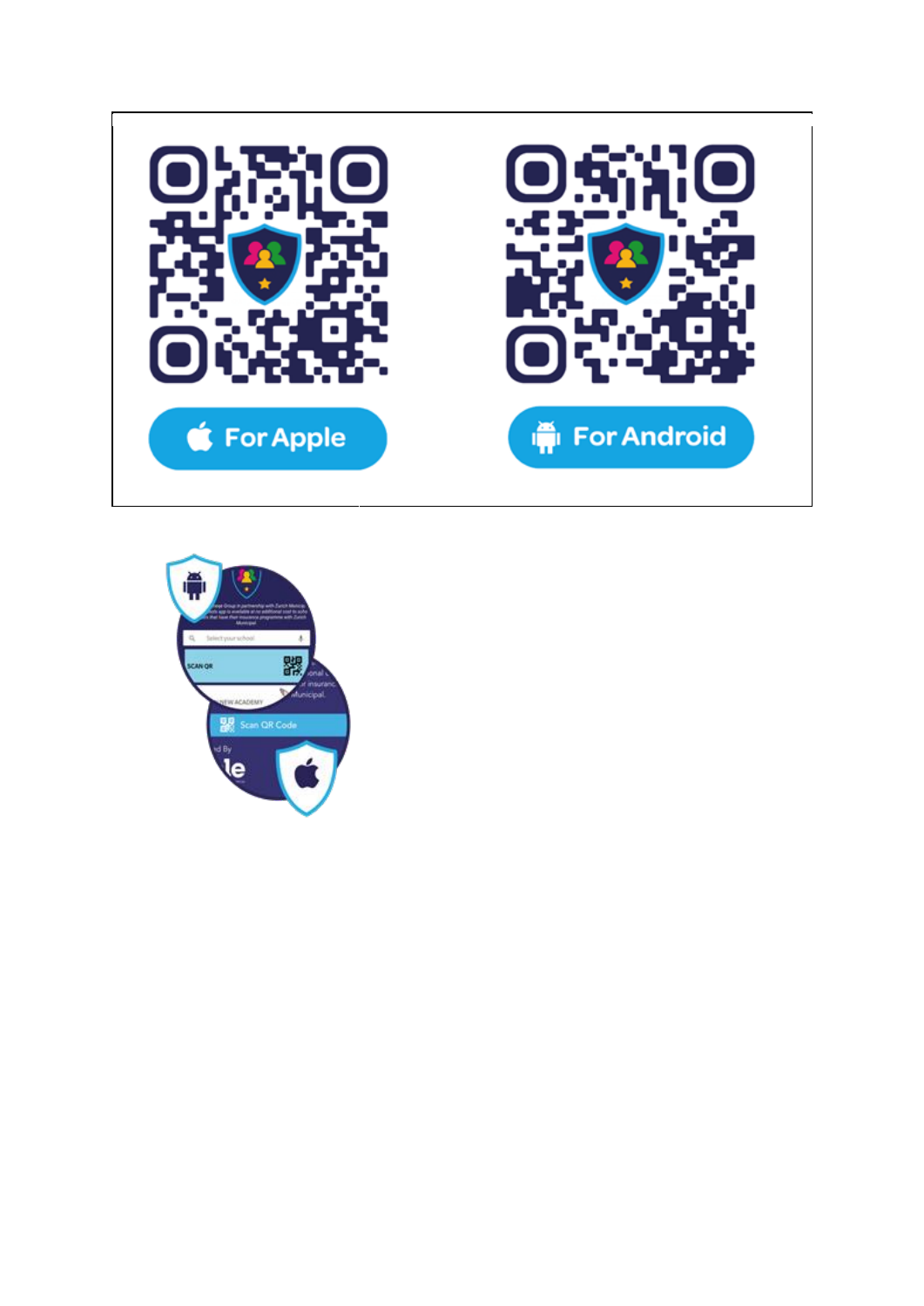For Apple

For Android